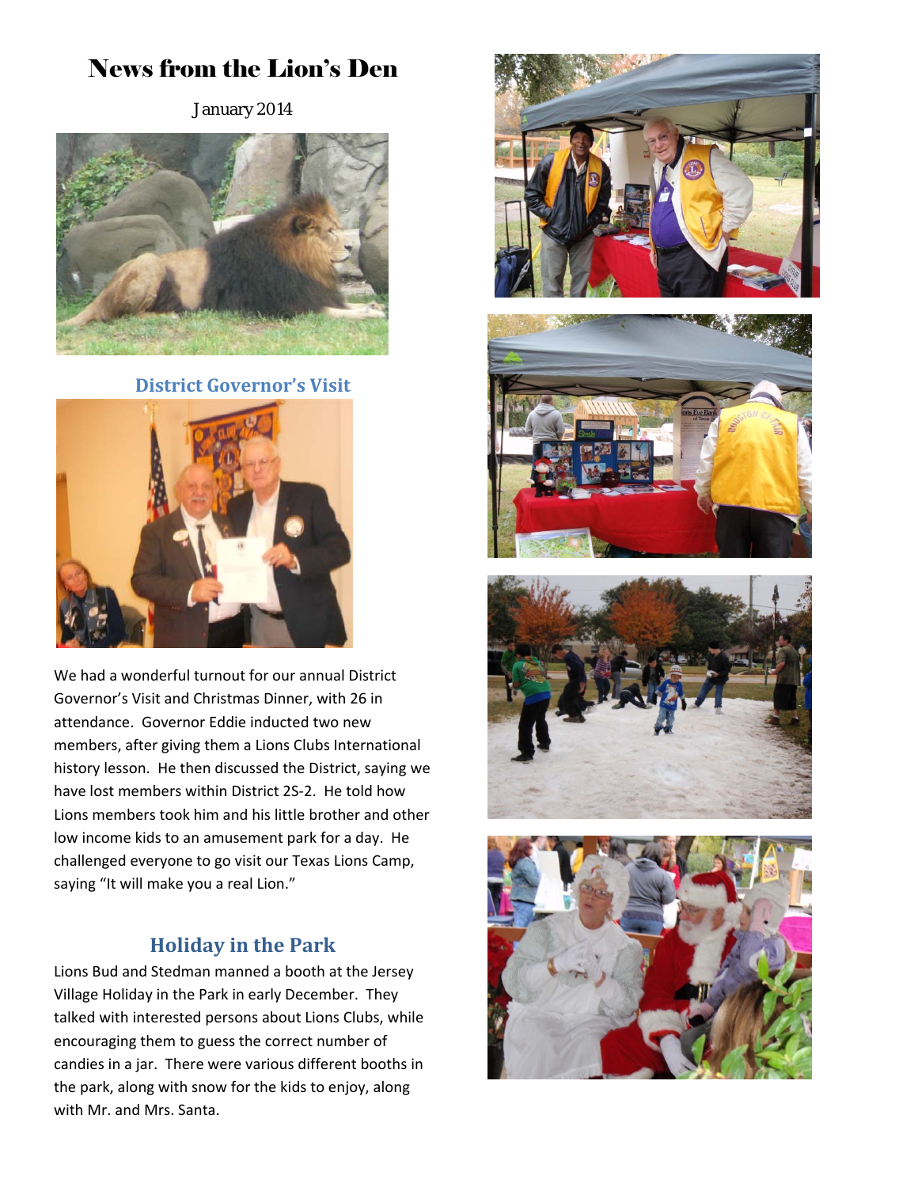# News from the Lion's Den

January 2014

## District Governor's Visit

We had a wonderful turnout for our annual District Governor's Visit and Christmas Dinner, with 26 in attendance. Governor Eddie inducted two new members, after giving them a Lions Clubs International history lesson. He then discussed the District, saying we have lost members within District 2S-2. He told how Lions members took him and his little brother and other low income kids to an amusement park for a day. He challenged everyone to go visit our Texas Lions Camp, saying "It will make you a real Lion."

## Holiday in the Park

Lions Bud and Stedman manned a booth at the Jersey Village Holiday in the Park in early December. They talked with interested persons about Lions Clubs, while encouraging them to guess the correct number of candies in a jar. There were various different booths in the park, along with snow for the kids to enjoy, along with Mr. and Mrs. Santa.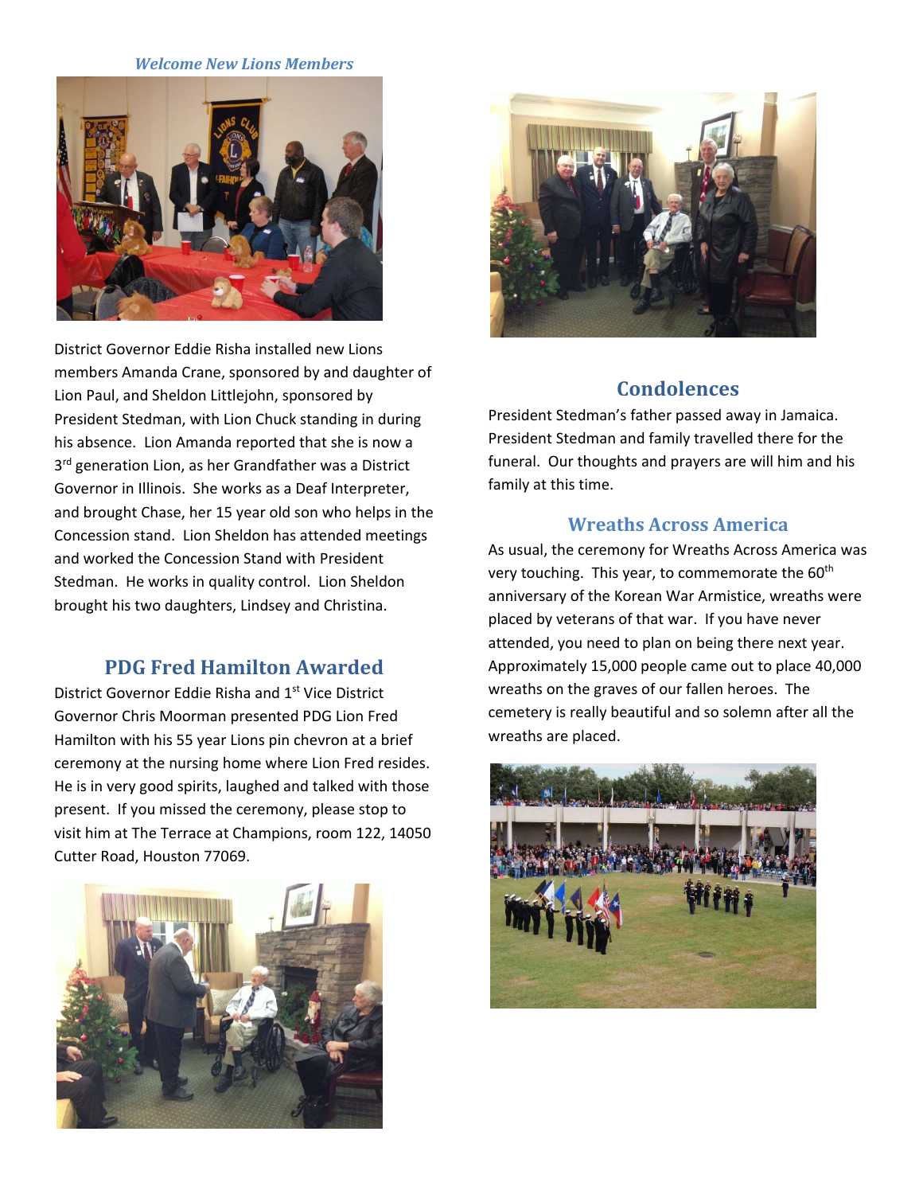*Welcome New Lions Members*

District Governor Eddie Risha installed new Lions members Amanda Crane, sponsored by and daughter of Lion Paul, and Sheldon Littlejohn, sponsored by President Stedman, with Lion Chuck standing in during his absence. Lion Amanda reported that she is now a 3rd generation Lion, as her Grandfather was a District Governor in Illinois. She works as a Deaf Interpreter, and brought Chase, her 15 year old son who helps in the Concession stand. Lion Sheldon has attended meetings and worked the Concession Stand with President Stedman. He works in quality control. Lion Sheldon brought his two daughters, Lindsey and Christina.

## PDG Fred Hamilton Awarded

District Governor Eddie Risha and 1st Vice District Governor Chris Moorman presented PDG Lion Fred Hamilton with his 55 year Lions pin chevron at a brief ceremony at the nursing home where Lion Fred resides. He is in very good spirits, laughed and talked with those present. If you missed the ceremony, please stop to visit him at The Terrace at Champions, room 122, 14050 Cutter Road, Houston 77069.

## Condolences

President Stedman's father passed away in Jamaica. President Stedman and family travelled there for the funeral. Our thoughts and prayers are will him and his family at this time.

## Wreaths Across America

As usual, the ceremony for Wreaths Across America was very touching. This year, to commemorate the 60th anniversary of the Korean War Armistice, wreaths were placed by veterans of that war. If you have never attended, you need to plan on being there next year. Approximately 15,000 people came out to place 40,000 wreaths on the graves of our fallen heroes. The cemetery is really beautiful and so solemn after all the wreaths are placed.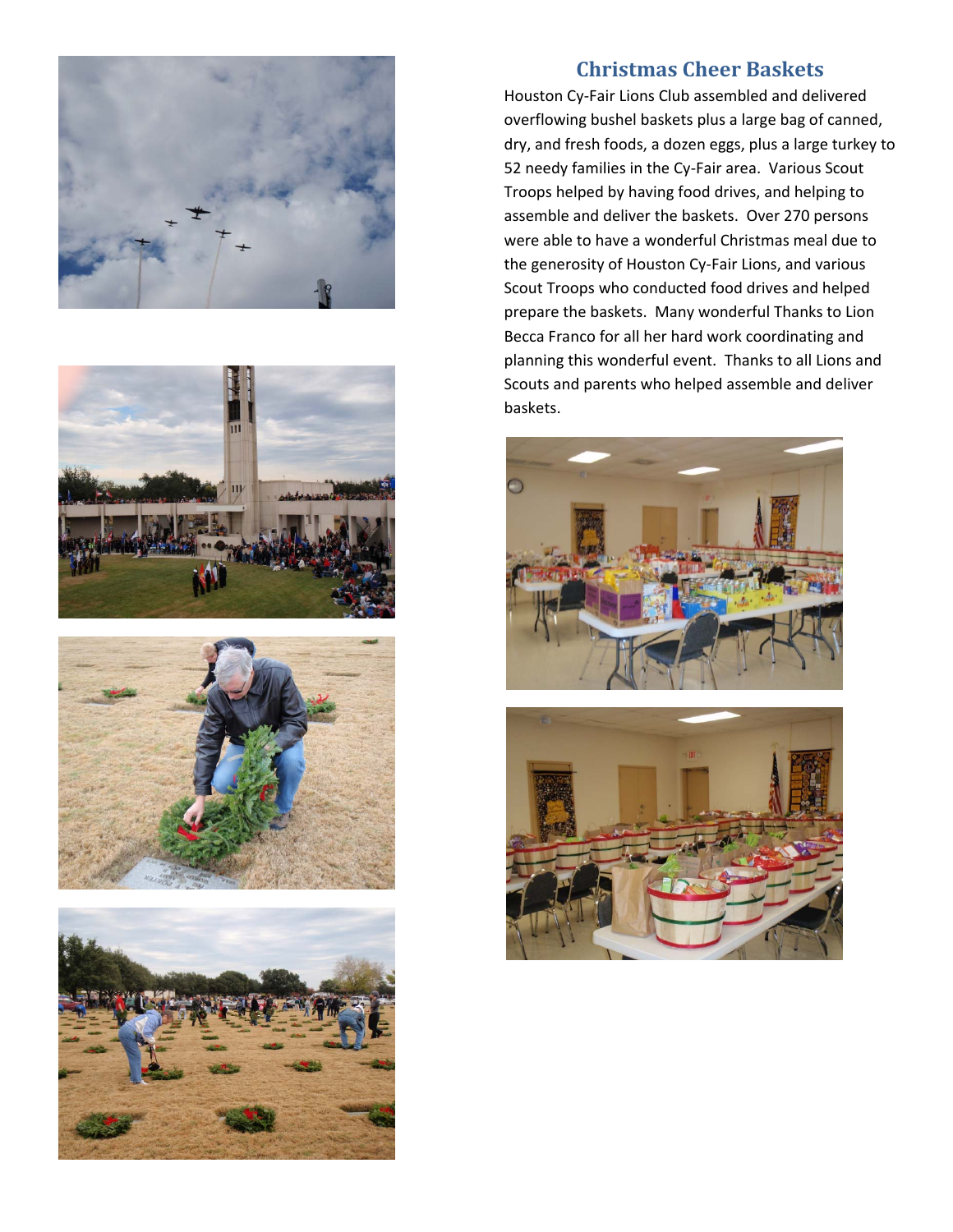## Christmas Cheer Baskets

Houston Cy-Fair Lions Club assembled and delivered overflowing bushel baskets plus a large bag of canned, dry, and fresh foods, a dozen eggs, plus a large turkey to 52 needy families in the Cy-Fair area. Various Scout Troops helped by having food drives, and helping to assemble and deliver the baskets. Over 270 persons were able to have a wonderful Christmas meal due to the generosity of Houston Cy-Fair Lions, and various Scout Troops who conducted food drives and helped prepare the baskets. Many wonderful Thanks to Lion Becca Franco for all her hard work coordinating and planning this wonderful event. Thanks to all Lions and Scouts and parents who helped assemble and deliver baskets.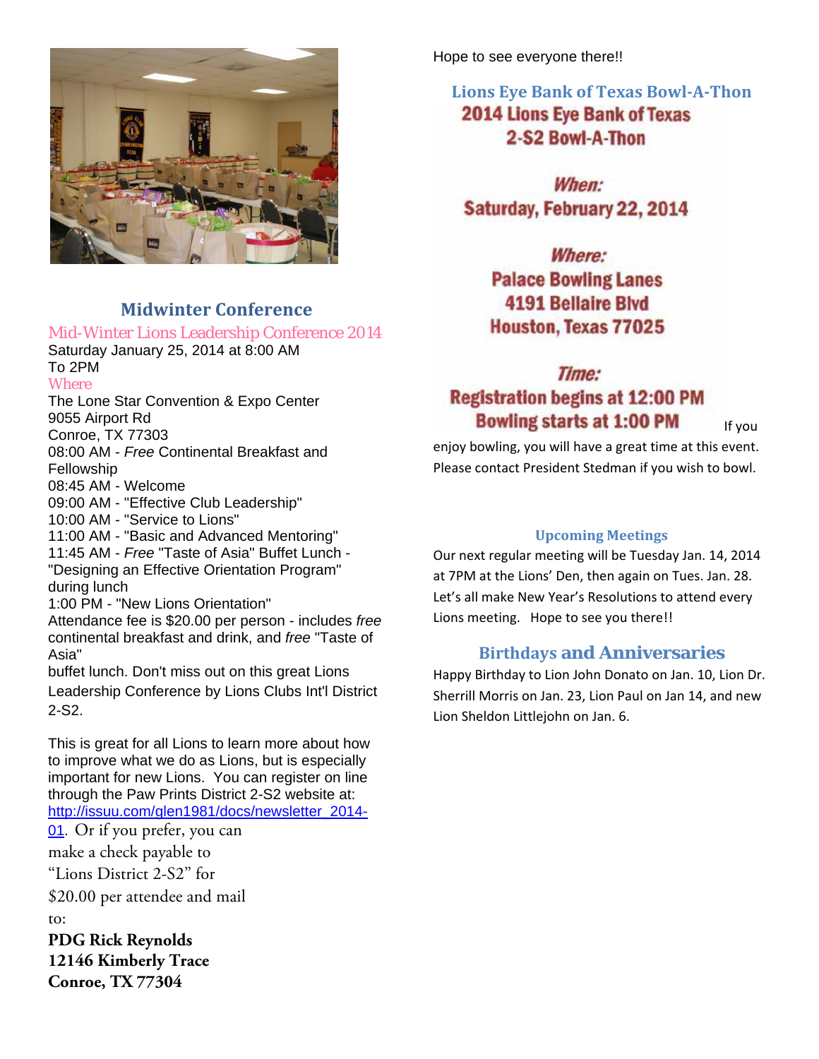## Midwinter Conference

Mid-Winter Lions Leadership Conference 2014

Saturday January 25, 2014 at 8:00 AM
To 2PM

Where

The Lone Star Convention & Expo Center
9055 Airport Rd
Conroe, TX 77303

08:00 AM - *Free* Continental Breakfast and Fellowship
08:45 AM - Welcome
09:00 AM - "Effective Club Leadership"
10:00 AM - "Service to Lions"
11:00 AM - "Basic and Advanced Mentoring"
11:45 AM - *Free* "Taste of Asia" Buffet Lunch - "Designing an Effective Orientation Program" during lunch
1:00 PM - "New Lions Orientation"

Attendance fee is $20.00 per person - includes *free* continental breakfast and drink, and *free* "Taste of Asia" buffet lunch. Don't miss out on this great Lions Leadership Conference by Lions Clubs Int'l District 2-S2.

This is great for all Lions to learn more about how to improve what we do as Lions, but is especially important for new Lions. You can register on line through the Paw Prints District 2-S2 website at: http://issuu.com/glen1981/docs/newsletter_2014-01. Or if you prefer, you can make a check payable to "Lions District 2-S2" for $20.00 per attendee and mail to:

**PDG Rick Reynolds**
**12146 Kimberly Trace**
**Conroe, TX 77304**

Hope to see everyone there!!

## Lions Eye Bank of Texas Bowl-A-Thon

**2014 Lions Eye Bank of Texas**
**2-S2 Bowl-A-Thon**

***When:***
**Saturday, February 22, 2014**

***Where:***
**Palace Bowling Lanes**
**4191 Bellaire Blvd**
**Houston, Texas 77025**

***Time:***
**Registration begins at 12:00 PM**
**Bowling starts at 1:00 PM**

If you enjoy bowling, you will have a great time at this event. Please contact President Stedman if you wish to bowl.

### Upcoming Meetings

Our next regular meeting will be Tuesday Jan. 14, 2014 at 7PM at the Lions' Den, then again on Tues. Jan. 28. Let's all make New Year's Resolutions to attend every Lions meeting. Hope to see you there!!

## Birthdays and Anniversaries

Happy Birthday to Lion John Donato on Jan. 10, Lion Dr. Sherrill Morris on Jan. 23, Lion Paul on Jan 14, and new Lion Sheldon Littlejohn on Jan. 6.